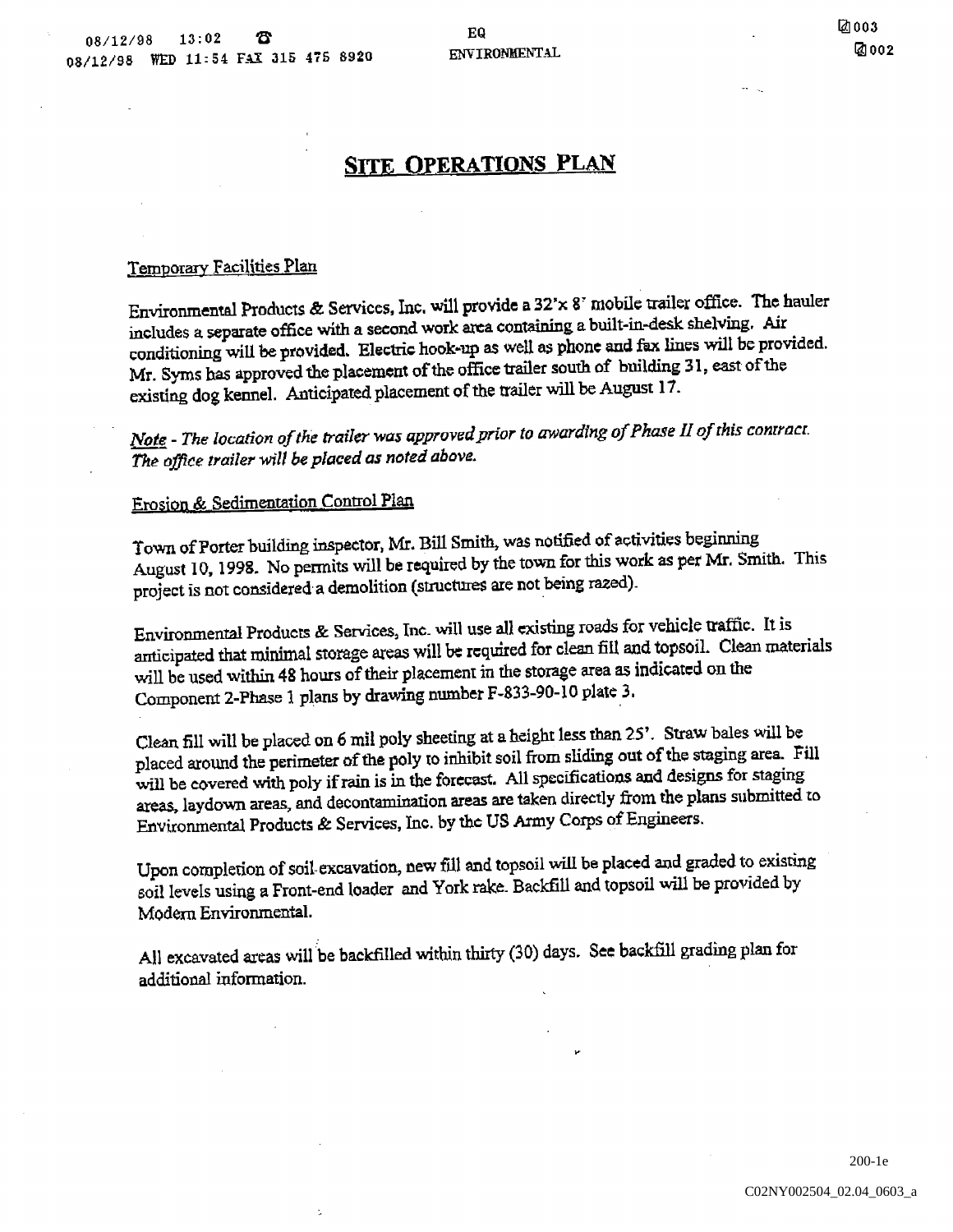# SITE OPERATIONS PLAN

Temporary Facilities Plan

Environmental Products & Services, Inc. will provide a 32'x 8' mobile trailer office. The hauler includes a separate office with a second work area containing a built-in-desk shelving. Air conditioning will be provided. Electric hook-up as well as phone and fax lines will be provided. Mr. Syms has approved the placement of the office trailer south of building 31, east of the existing dog kennel. Anticipated placement of the trailer will be August 17.

*Note - The location of the trailer was approved prior to awarding of Phase II of this contract. The office trailer will be placed as noted above.*

Erosion & Sedimentation Control Plan

Town of Porter building inspector, Mr. Bill Smith, was notified of activities beginning August 10, 1998. No permits will be required by the town for this work as per Mr. Smith. This project is not considered a demolition (structures are not being razed).

Environmental Products & Services, Inc. will use all existing roads for vehicle traffic. It is anticipated that minimal storage areas will be required for clean fill and topsoil. Clean materials will be used within 48 hours of their placement in the storage area as indicated on the Component 2-Phase 1 plans by drawing number F-833-90-10 plate 3.

Clean fill will be placed on 6 mil poly sheeting at a height less than 25'. Straw bales will be placed around the perimeter of the poly to inhibit soil from sliding out of the staging area. Fill will be covered with poly if rain is in the forecast. All specifications and designs for staging areas, laydown areas, and decontamination areas are taken directly from the plans submitted to Environmental Products & Services, Inc. by the US Army Corps of Engineers.

Upon completion of soil excavation, new fill and topsoil will be placed and graded to existing soil levels using a Front-end loader and York rake. Backfill and topsoil will be provided by Modern Environmental.

All excavated areas will be backfilled within thirty (30) days. See backfill grading plan for additional information.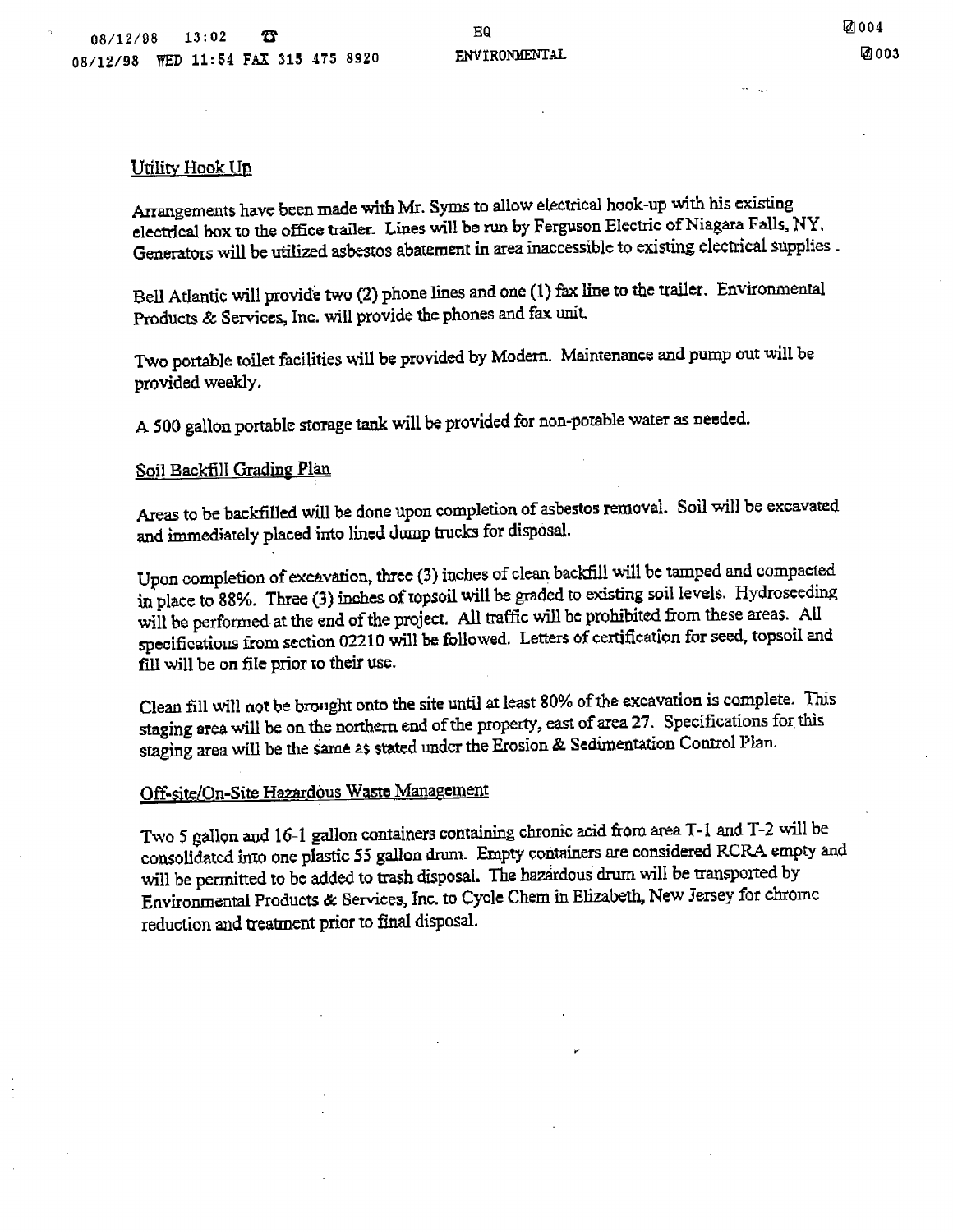## Utility Hook Up

Arrangements have been made with Mr. Syms to allow electrical hook-up with his existing electrical box to the office trailer. Lines will be run by Ferguson Electric of Niagara Falls, NY. Generators will be utilized asbestos abatement in area inaccessible to existing electrical supplies.

Bell Atlantic will provide two (2) phone lines and one (1) fax line to the trailer. Environmental Products & Services, Inc. will provide the phones and fax unit.

Two portable toilet facilities will be provided by Modern. Maintenance and pump out will be provided weekly.

A 500 gallon portable storage tank will be provided for non-potable water as needed.

## Soil Backfill Grading Plan

Areas to be backfilled will be done upon completion of asbestos removal. Soil will be excavated and immediately placed into lined dump trucks for disposal.

Upon completion of excavation, three (3) inches of clean backfill will be tamped and compacted in place to 88%. Three (3) inches of topsoil will be graded to existing soil levels. Hydroseeding will be performed at the end of the project. All traffic will be prohibited from these areas. All specifications from section 02210 will be followed. Letters of certification for seed, topsoil and fill will be on file prior to their use.

Clean fill will not be brought onto the site until at least 80% of the excavation is complete. This staging area will be on the northern end of the property, east of area 27. Specifications for this staging area will be the same as stated under the Erosion & Sedimentation Control Plan.

## Off-site/On-Site Hazardous Waste Management

Two 5 gallon and 16-1 gallon containers containing chronic acid from area T-1 and T-2 will be consolidated into one plastic 55 gallon drum. Empty containers are considered RCRA empty and will be permitted to be added to trash disposal. The hazardous drum will be transported by Environmental Products & Services, Inc. to Cycle Chem in Elizabeth, New Jersey for chrome reduction and treatment prior to final disposal.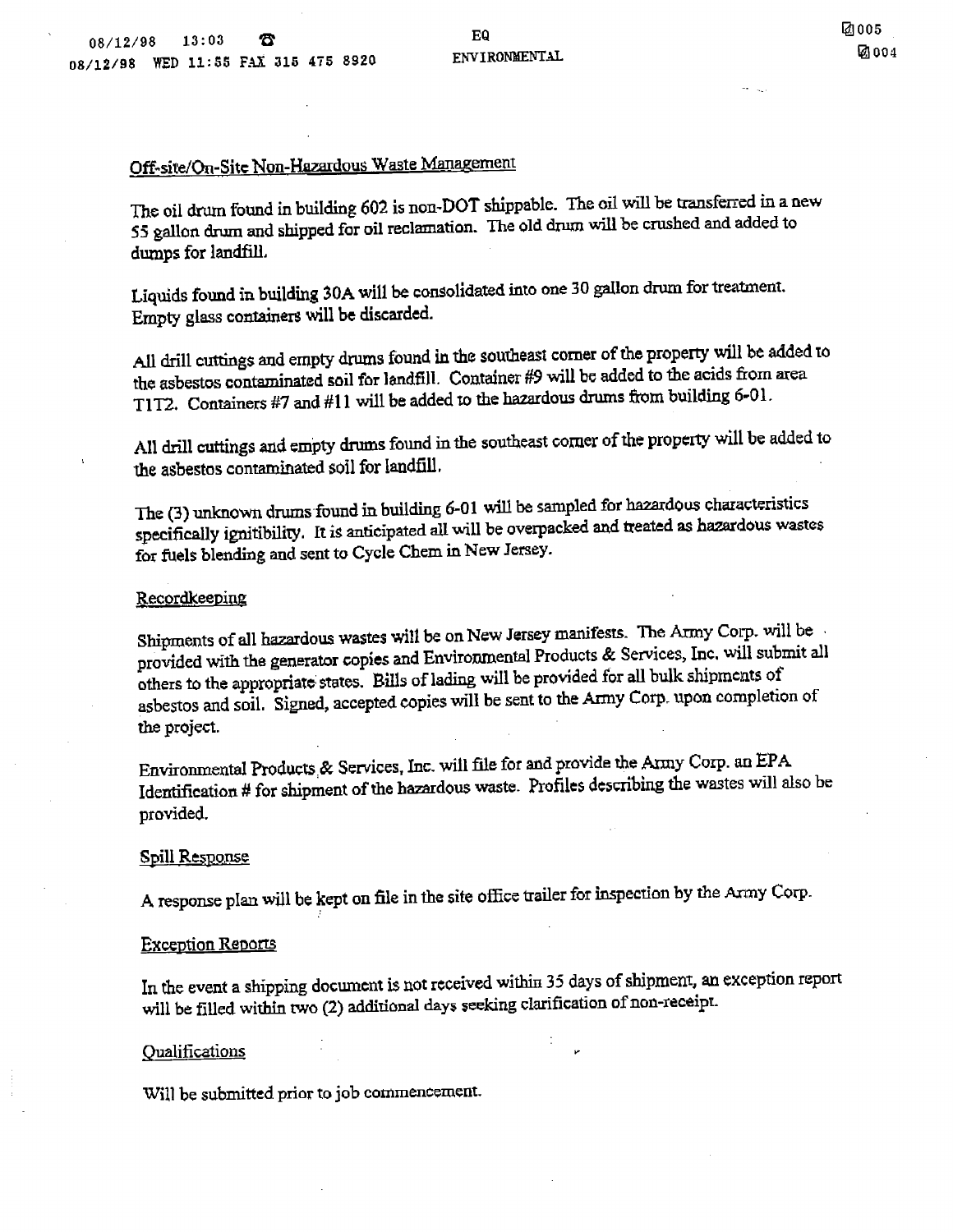## Off-site/On-Site Non-Hazardous Waste Management

The oil drum found in building 602 is non-DOT shippable. The oil will be transferred in a new 55 gallon drum and shipped for oil reclamation. The old drum will be crushed and added to dumps for landfill.

Liquids found in building 30A will be consolidated into one 30 gallon drum for treatment. Empty glass containers will be discarded.

All drill cuttings and empty drums found in the southeast corner of the property will be added to the asbestos contaminated soil for landfill. Container #9 will be added to the acids from area T1T2. Containers #7 and #11 will be added to the hazardous drums from building 6-01.

All drill cuttings and empty drums found in the southeast corner of the property will be added to the asbestos contaminated soil for landfill.

The (3) unknown drums found in building 6-01 will be sampled for hazardous characteristics specifically ignitibility. It is anticipated all will be overpacked and treated as hazardous wastes for fuels blending and sent to Cycle Chem in New Jersey.

## Recordkeeping

Shipments of all hazardous wastes will be on New Jersey manifests. The Army Corp. will be provided with the generator copies and Environmental Products & Services, Inc. will submit all others to the appropriate states. Bills of lading will be provided for all bulk shipments of asbestos and soil. Signed, accepted copies will be sent to the Army Corp. upon completion of the project.

Environmental Products & Services, Inc. will file for and provide the Army Corp. an EPA Identification # for shipment of the hazardous waste. Profiles describing the wastes will also be provided.

## Spill Response

A response plan will be kept on file in the site office trailer for inspection by the Army Corp.

## Exception Reports

In the event a shipping document is not received within 35 days of shipment, an exception report will be filled within two (2) additional days seeking clarification of non-receipt.

## Qualifications

Will be submitted prior to job commencement.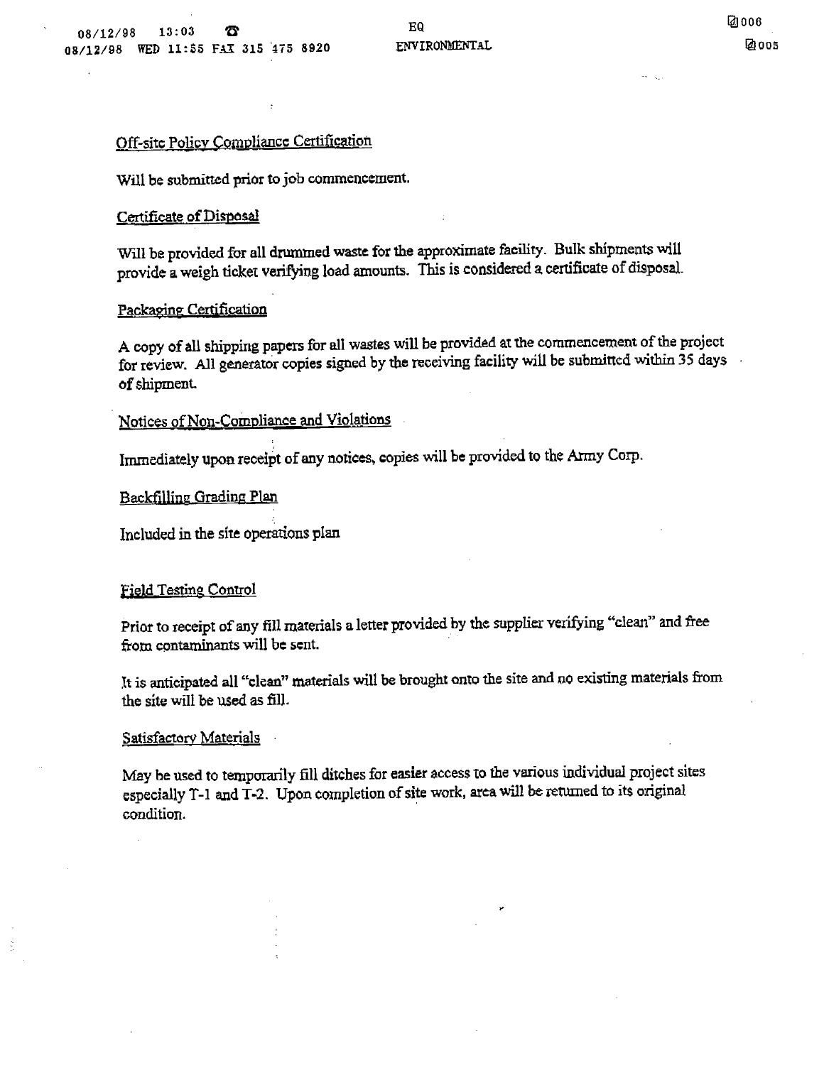Off-site Policy Compliance Certification

Will be submitted prior to job commencement.

Certificate of Disposal

Will be provided for all drummed waste for the approximate facility. Bulk shipments will provide a weigh ticket verifying load amounts. This is considered a certificate of disposal.

Packaging Certification

A copy of all shipping papers for all wastes will be provided at the commencement of the project for review. All generator copies signed by the receiving facility will be submitted within 35 days of shipment.

Notices of Non-Compliance and Violations

Immediately upon receipt of any notices, copies will be provided to the Army Corp.

Backfilling Grading Plan

Included in the site operations plan

Field Testing Control

Prior to receipt of any fill materials a letter provided by the supplier verifying "clean" and free from contaminants will be sent.

It is anticipated all "clean" materials will be brought onto the site and no existing materials from the site will be used as fill.

Satisfactory Materials

May be used to temporarily fill ditches for easier access to the various individual project sites especially T-1 and T-2. Upon completion of site work, area will be returned to its original condition.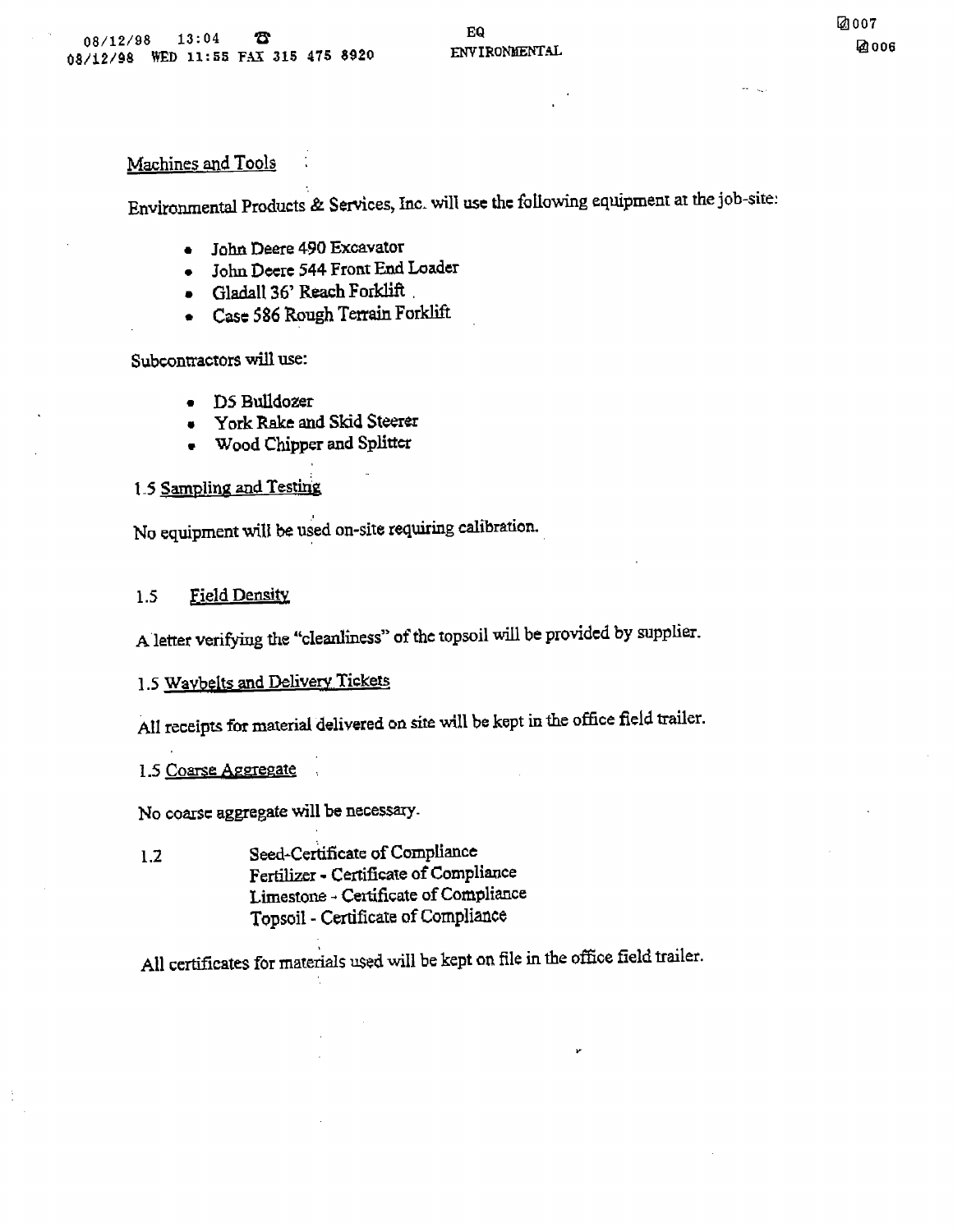Machines and Tools

Environmental Products & Services, Inc. will use the following equipment at the job-site:

- John Deere 490 Excavator
- John Deere 544 Front End Loader
- Gladall 36' Reach Forklift
- Case 586 Rough Terrain Forklift

Subcontractors will use:

- D5 Bulldozer
- York Rake and Skid Steerer
- Wood Chipper and Splitter

1.5 Sampling and Testing

No equipment will be used on-site requiring calibration.

1.5 Field Density

A letter verifying the "cleanliness" of the topsoil will be provided by supplier.

1.5 Waybelts and Delivery Tickets

All receipts for material delivered on site will be kept in the office field trailer.

1.5 Coarse Aggregate

No coarse aggregate will be necessary.

1.2 Seed-Certificate of Compliance
Fertilizer - Certificate of Compliance
Limestone - Certificate of Compliance
Topsoil - Certificate of Compliance

All certificates for materials used will be kept on file in the office field trailer.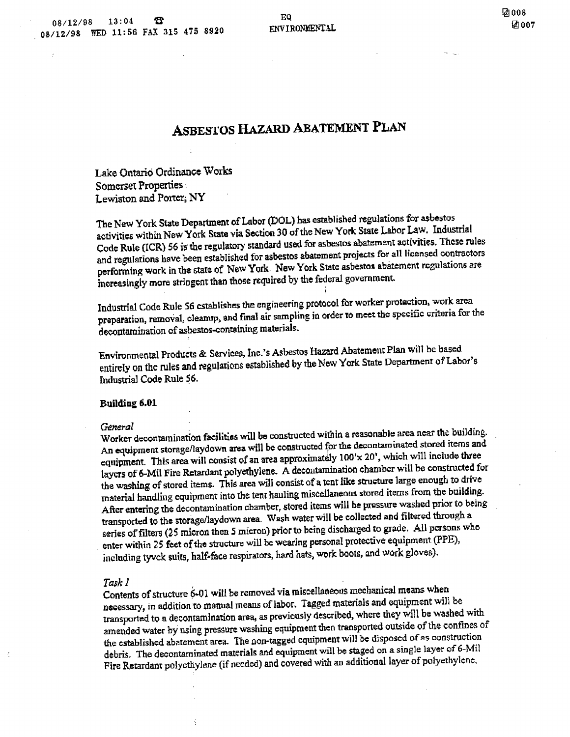# ASBESTOS HAZARD ABATEMENT PLAN

Lake Ontario Ordinance Works
Somerset Properties
Lewiston and Porter, NY

The New York State Department of Labor (DOL) has established regulations for asbestos activities within New York State via Section 30 of the New York State Labor Law. Industrial Code Rule (ICR) 56 is the regulatory standard used for asbestos abatement activities. These rules and regulations have been established for asbestos abatement projects for all licensed contractors performing work in the state of New York. New York State asbestos abatement regulations are increasingly more stringent than those required by the federal government.

Industrial Code Rule 56 establishes the engineering protocol for worker protection, work area preparation, removal, cleanup, and final air sampling in order to meet the specific criteria for the decontamination of asbestos-containing materials.

Environmental Products & Services, Inc.'s Asbestos Hazard Abatement Plan will be based entirely on the rules and regulations established by the New York State Department of Labor's Industrial Code Rule 56.

**Building 6.01**

*General*
Worker decontamination facilities will be constructed within a reasonable area near the building. An equipment storage/laydown area will be constructed for the decontaminated stored items and equipment. This area will consist of an area approximately 100'x 20', which will include three layers of 6-Mil Fire Retardant polyethylene. A decontamination chamber will be constructed for the washing of stored items. This area will consist of a tent like structure large enough to drive material handling equipment into the tent hauling miscellaneous stored items from the building. After entering the decontamination chamber, stored items will be pressure washed prior to being transported to the storage/laydown area. Wash water will be collected and filtered through a series of filters (25 micron then 5 micron) prior to being discharged to grade. All persons who enter within 25 feet of the structure will be wearing personal protective equipment (PPE), including tyvek suits, half-face respirators, hard hats, work boots, and work gloves).

*Task 1*
Contents of structure 6-01 will be removed via miscellaneous mechanical means when necessary, in addition to manual means of labor. Tagged materials and equipment will be transported to a decontamination area, as previously described, where they will be washed with amended water by using pressure washing equipment then transported outside of the confines of the established abatement area. The non-tagged equipment will be disposed of as construction debris. The decontaminated materials and equipment will be staged on a single layer of 6-Mil Fire Retardant polyethylene (if needed) and covered with an additional layer of polyethylene.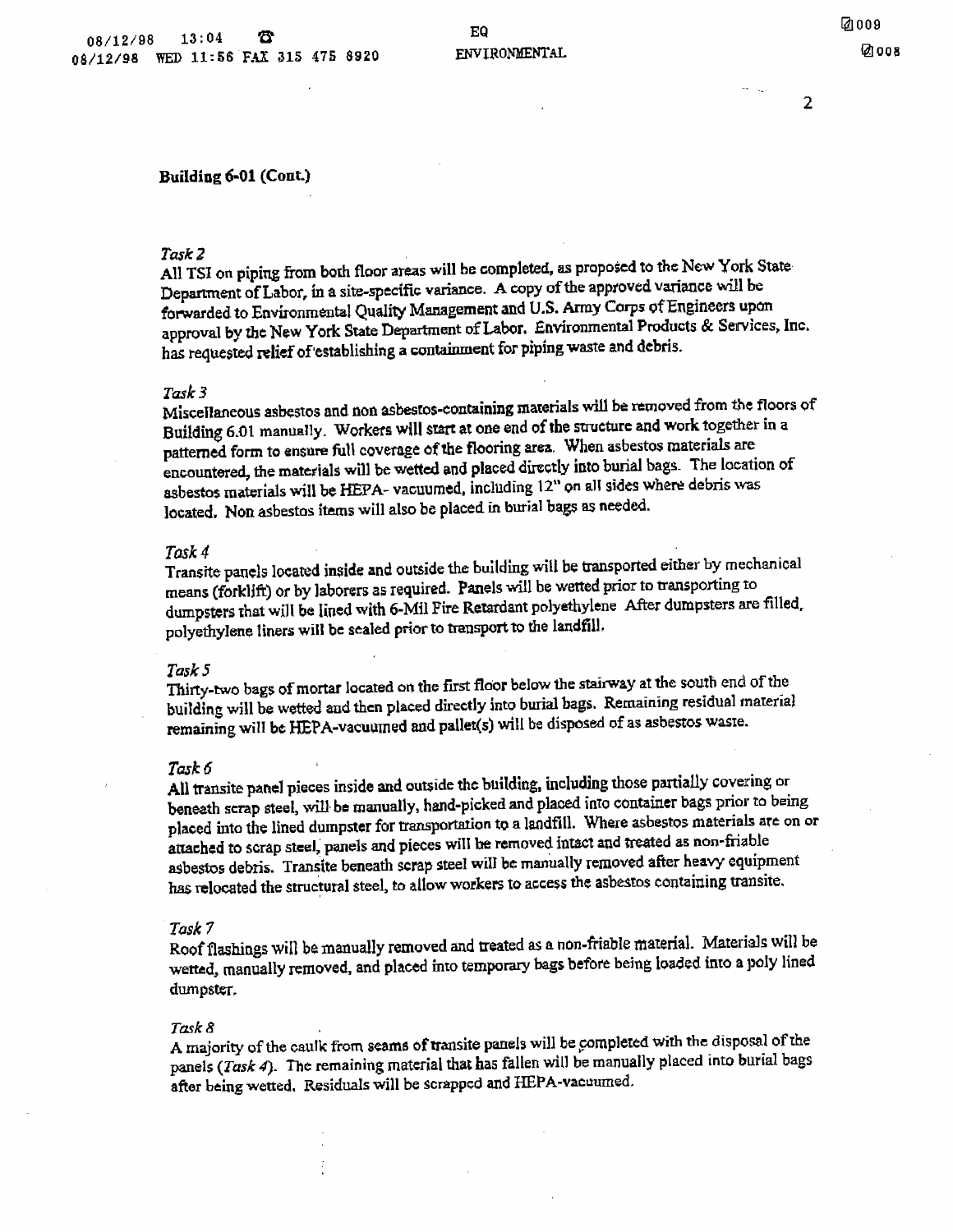**Building 6-01 (Cont.)**

*Task 2*

All TSI on piping from both floor areas will be completed, as proposed to the New York State Department of Labor, in a site-specific variance. A copy of the approved variance will be forwarded to Environmental Quality Management and U.S. Army Corps of Engineers upon approval by the New York State Department of Labor. Environmental Products & Services, Inc. has requested relief of establishing a containment for piping waste and debris.

*Task 3*

Miscellaneous asbestos and non asbestos-containing materials will be removed from the floors of Building 6.01 manually. Workers will start at one end of the structure and work together in a patterned form to ensure full coverage of the flooring area. When asbestos materials are encountered, the materials will be wetted and placed directly into burial bags. The location of asbestos materials will be HEPA- vacuumed, including 12" on all sides where debris was located. Non asbestos items will also be placed in burial bags as needed.

*Task 4*

Transite panels located inside and outside the building will be transported either by mechanical means (forklift) or by laborers as required. Panels will be wetted prior to transporting to dumpsters that will be lined with 6-Mil Fire Retardant polyethylene After dumpsters are filled, polyethylene liners will be sealed prior to transport to the landfill.

*Task 5*

Thirty-two bags of mortar located on the first floor below the stairway at the south end of the building will be wetted and then placed directly into burial bags. Remaining residual material remaining will be HEPA-vacuumed and pallet(s) will be disposed of as asbestos waste.

*Task 6*

All transite panel pieces inside and outside the building, including those partially covering or beneath scrap steel, will be manually, hand-picked and placed into container bags prior to being placed into the lined dumpster for transportation to a landfill. Where asbestos materials are on or attached to scrap steel, panels and pieces will be removed intact and treated as non-friable asbestos debris. Transite beneath scrap steel will be manually removed after heavy equipment has relocated the structural steel, to allow workers to access the asbestos containing transite.

*Task 7*

Roof flashings will be manually removed and treated as a non-friable material. Materials will be wetted, manually removed, and placed into temporary bags before being loaded into a poly lined dumpster.

*Task 8*

A majority of the caulk from seams of transite panels will be completed with the disposal of the panels (*Task 4*). The remaining material that has fallen will be manually placed into burial bags after being wetted. Residuals will be scrapped and HEPA-vacuumed.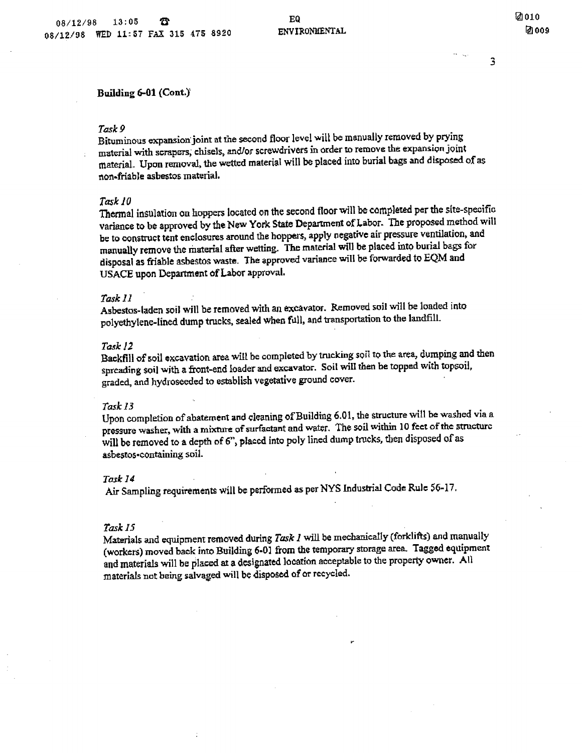**Building 6-01 (Cont.)**

*Task 9*

Bituminous expansion joint at the second floor level will be manually removed by prying material with scrapers, chisels, and/or screwdrivers in order to remove the expansion joint material. Upon removal, the wetted material will be placed into burial bags and disposed of as non-friable asbestos material.

*Task 10*

Thermal insulation on hoppers located on the second floor will be completed per the site-specific variance to be approved by the New York State Department of Labor. The proposed method will be to construct tent enclosures around the hoppers, apply negative air pressure ventilation, and manually remove the material after wetting. The material will be placed into burial bags for disposal as friable asbestos waste. The approved variance will be forwarded to EQM and USACE upon Department of Labor approval.

*Task 11*

Asbestos-laden soil will be removed with an excavator. Removed soil will be loaded into polyethylene-lined dump trucks, sealed when full, and transportation to the landfill.

*Task 12*

Backfill of soil excavation area will be completed by trucking soil to the area, dumping and then spreading soil with a front-end loader and excavator. Soil will then be topped with topsoil, graded, and hydroseeded to establish vegetative ground cover.

*Task 13*

Upon completion of abatement and cleaning of Building 6.01, the structure will be washed via a pressure washer, with a mixture of surfactant and water. The soil within 10 feet of the structure will be removed to a depth of 6", placed into poly lined dump trucks, then disposed of as asbestos-containing soil.

*Task 14*

Air Sampling requirements will be performed as per NYS Industrial Code Rule 56-17.

*Task 15*

Materials and equipment removed during *Task 1* will be mechanically (forklifts) and manually (workers) moved back into Building 6-01 from the temporary storage area. Tagged equipment and materials will be placed at a designated location acceptable to the property owner. All materials not being salvaged will be disposed of or recycled.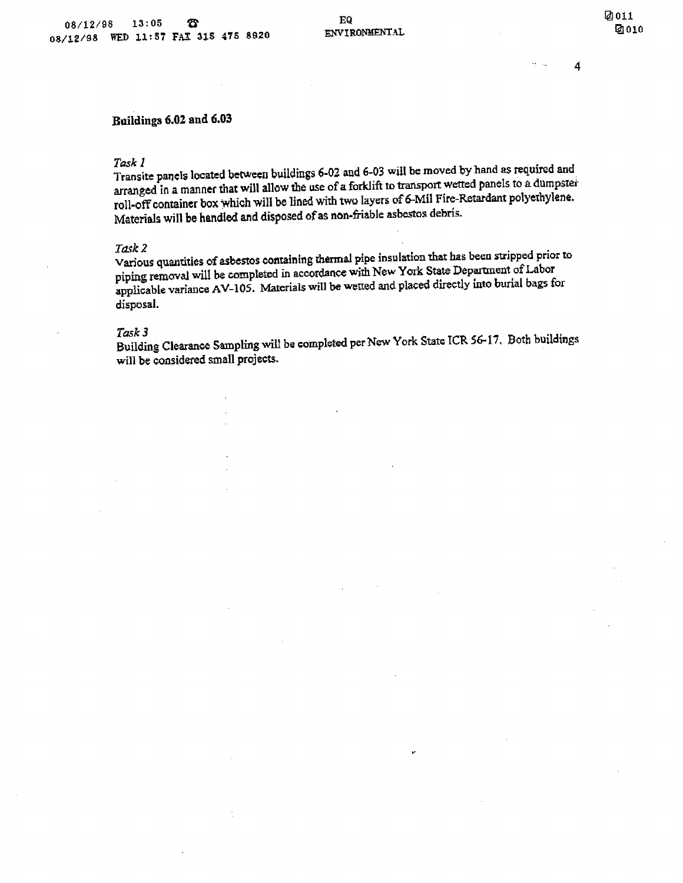## Buildings 6.02 and 6.03

*Task 1*

Transite panels located between buildings 6-02 and 6-03 will be moved by hand as required and arranged in a manner that will allow the use of a forklift to transport wetted panels to a dumpster roll-off container box which will be lined with two layers of 6-Mil Fire-Retardant polyethylene. Materials will be handled and disposed of as non-friable asbestos debris.

*Task 2*

Various quantities of asbestos containing thermal pipe insulation that has been stripped prior to piping removal will be completed in accordance with New York State Department of Labor applicable variance AV-105. Materials will be wetted and placed directly into burial bags for disposal.

*Task 3*

Building Clearance Sampling will be completed per New York State ICR 56-17. Both buildings will be considered small projects.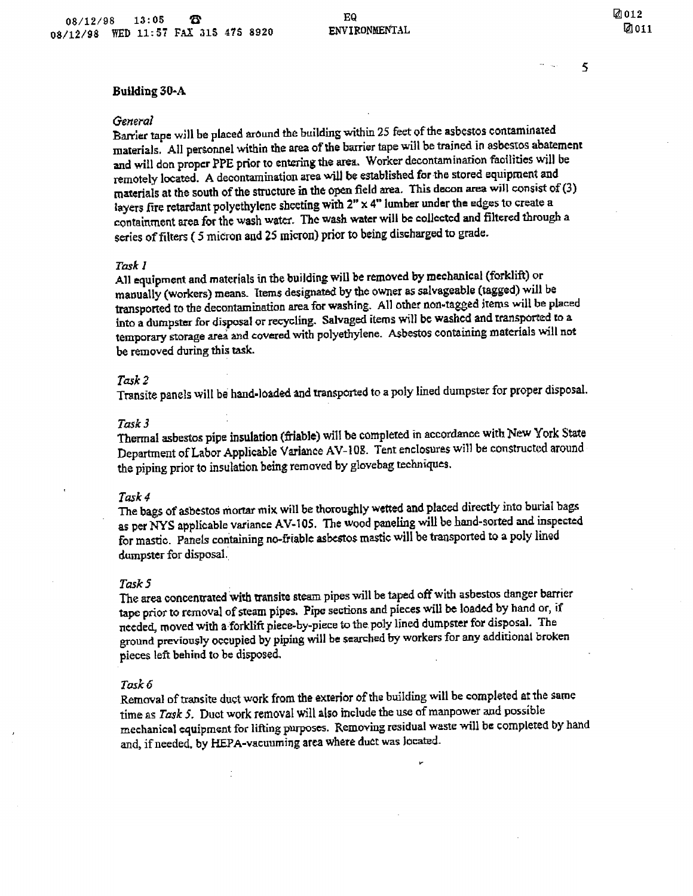## Building 30-A

*General*

Barrier tape will be placed around the building within 25 feet of the asbestos contaminated materials. All personnel within the area of the barrier tape will be trained in asbestos abatement and will don proper PPE prior to entering the area. Worker decontamination facilities will be remotely located. A decontamination area will be established for the stored equipment and materials at the south of the structure in the open field area. This decon area will consist of (3) layers fire retardant polyethylene sheeting with 2" x 4" lumber under the edges to create a containment area for the wash water. The wash water will be collected and filtered through a series of filters ( 5 micron and 25 micron) prior to being discharged to grade.

*Task 1*

All equipment and materials in the building will be removed by mechanical (forklift) or manually (workers) means. Items designated by the owner as salvageable (tagged) will be transported to the decontamination area for washing. All other non-tagged items will be placed into a dumpster for disposal or recycling. Salvaged items will be washed and transported to a temporary storage area and covered with polyethylene. Asbestos containing materials will not be removed during this task.

*Task 2*

Transite panels will be hand-loaded and transported to a poly lined dumpster for proper disposal.

*Task 3*

Thermal asbestos pipe insulation (friable) will be completed in accordance with New York State Department of Labor Applicable Variance AV-108. Tent enclosures will be constructed around the piping prior to insulation being removed by glovebag techniques.

*Task 4*

The bags of asbestos mortar mix will be thoroughly wetted and placed directly into burial bags as per NYS applicable variance AV-105. The wood paneling will be hand-sorted and inspected for mastic. Panels containing no-friable asbestos mastic will be transported to a poly lined dumpster for disposal.

*Task 5*

The area concentrated with transite steam pipes will be taped off with asbestos danger barrier tape prior to removal of steam pipes. Pipe sections and pieces will be loaded by hand or, if needed, moved with a forklift piece-by-piece to the poly lined dumpster for disposal. The ground previously occupied by piping will be searched by workers for any additional broken pieces left behind to be disposed.

*Task 6*

Removal of transite duct work from the exterior of the building will be completed at the same time as *Task 5*. Duct work removal will also include the use of manpower and possible mechanical equipment for lifting purposes. Removing residual waste will be completed by hand and, if needed, by HEPA-vacuuming area where duct was located.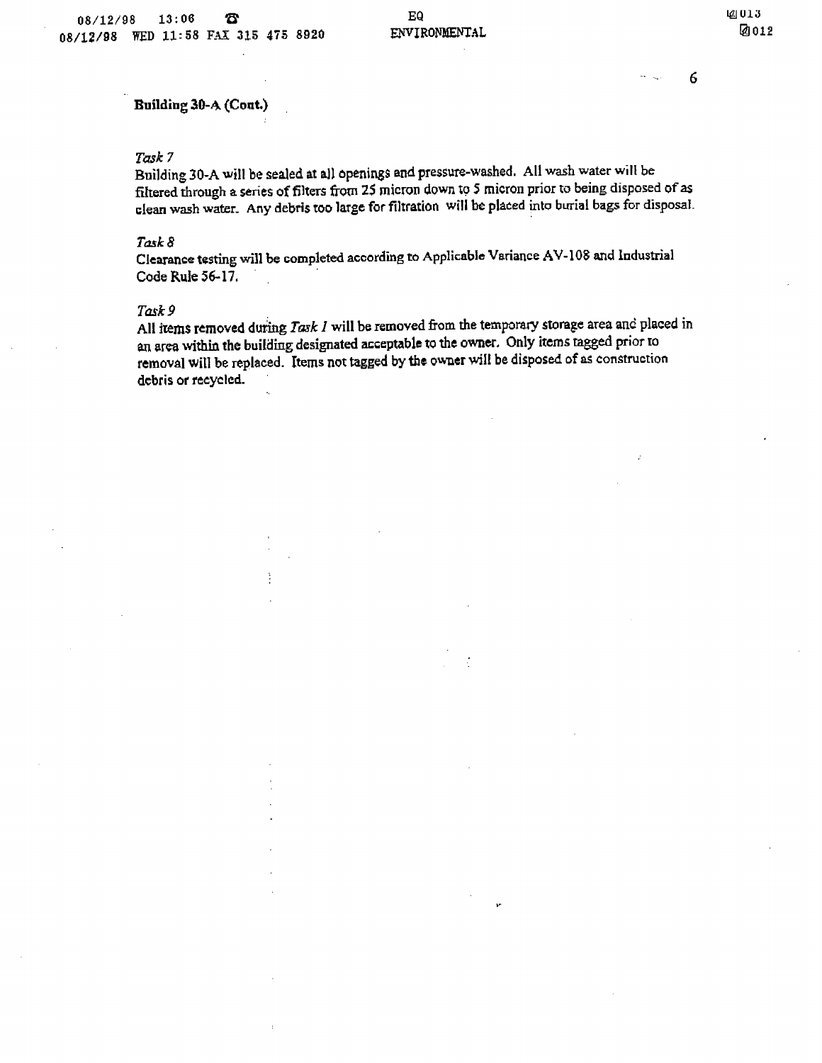**Building 30-A (Cont.)**

*Task 7*

Building 30-A will be sealed at all openings and pressure-washed. All wash water will be filtered through a series of filters from 25 micron down to 5 micron prior to being disposed of as clean wash water. Any debris too large for filtration will be placed into burial bags for disposal.

*Task 8*

Clearance testing will be completed according to Applicable Variance AV-108 and Industrial Code Rule 56-17.

*Task 9*

All items removed during *Task 1* will be removed from the temporary storage area and placed in an area within the building designated acceptable to the owner. Only items tagged prior to removal will be replaced. Items not tagged by the owner will be disposed of as construction debris or recycled.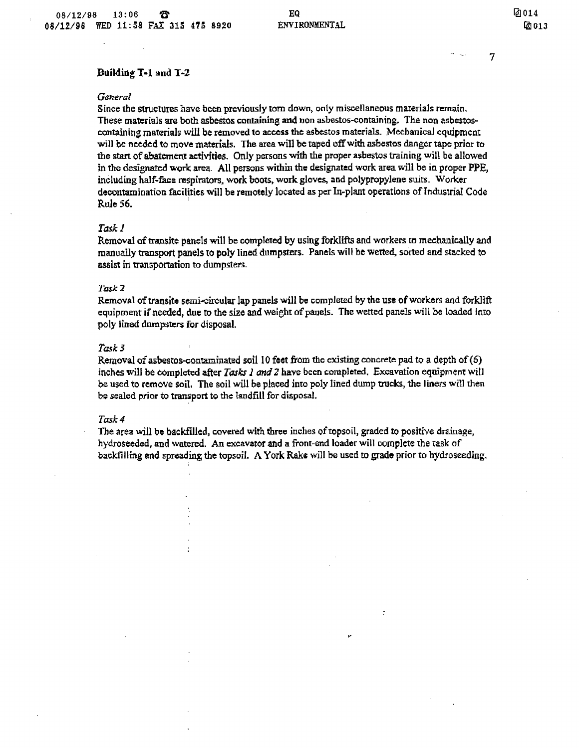## Building T-1 and T-2

*General*

Since the structures have been previously torn down, only miscellaneous materials remain. These materials are both asbestos containing and non asbestos-containing. The non asbestos-containing materials will be removed to access the asbestos materials. Mechanical equipment will be needed to move materials. The area will be taped off with asbestos danger tape prior to the start of abatement activities. Only persons with the proper asbestos training will be allowed in the designated work area. All persons within the designated work area will be in proper PPE, including half-face respirators, work boots, work gloves, and polypropylene suits. Worker decontamination facilities will be remotely located as per In-plant operations of Industrial Code Rule 56.

*Task 1*

Removal of transite panels will be completed by using forklifts and workers to mechanically and manually transport panels to poly lined dumpsters. Panels will be wetted, sorted and stacked to assist in transportation to dumpsters.

*Task 2*

Removal of transite semi-circular lap panels will be completed by the use of workers and forklift equipment if needed, due to the size and weight of panels. The wetted panels will be loaded into poly lined dumpsters for disposal.

*Task 3*

Removal of asbestos-contaminated soil 10 feet from the existing concrete pad to a depth of (6) inches will be completed after *Tasks 1 and 2* have been completed. Excavation equipment will be used to remove soil. The soil will be placed into poly lined dump trucks, the liners will then be sealed prior to transport to the landfill for disposal.

*Task 4*

The area will be backfilled, covered with three inches of topsoil, graded to positive drainage, hydroseeded, and watered. An excavator and a front-end loader will complete the task of backfilling and spreading the topsoil. A York Rake will be used to grade prior to hydroseeding.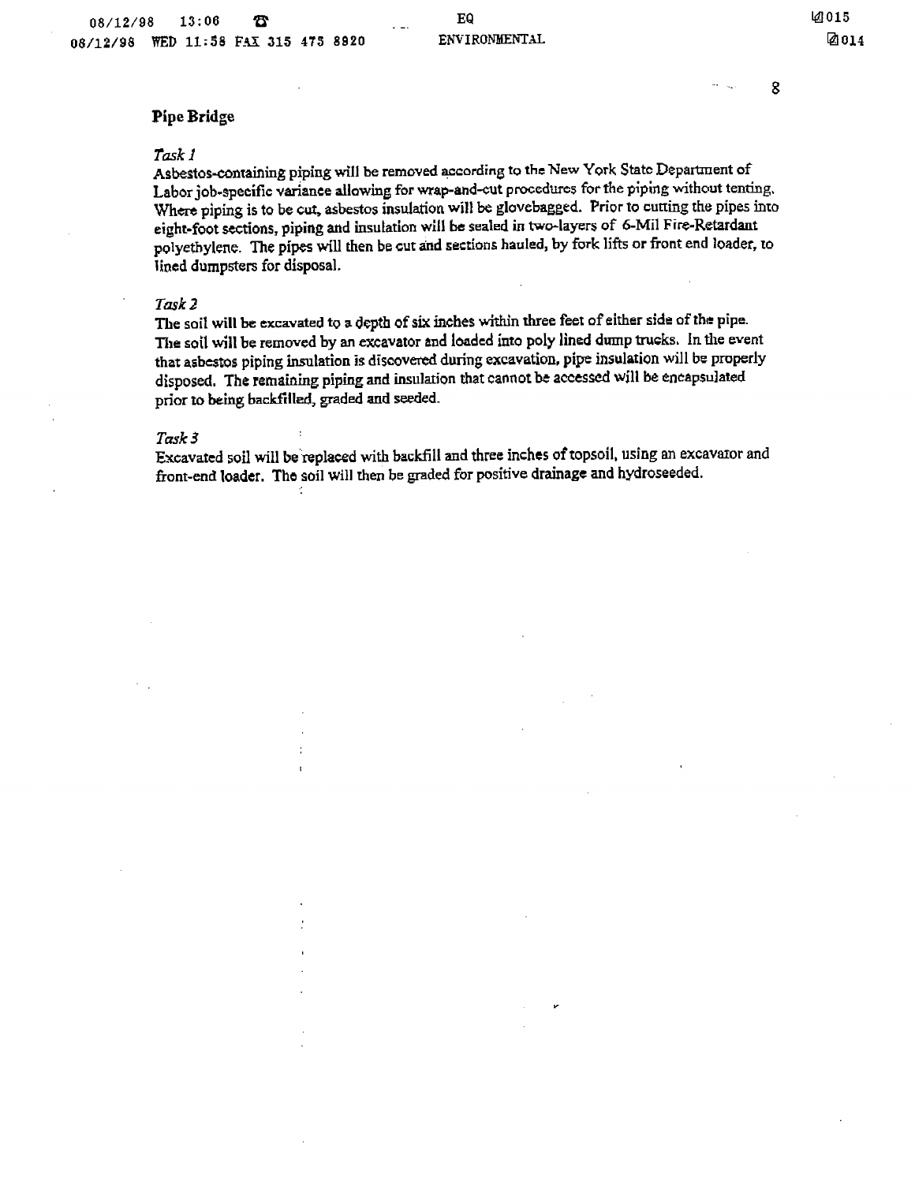## Pipe Bridge

*Task 1*

Asbestos-containing piping will be removed according to the New York State Department of Labor job-specific variance allowing for wrap-and-cut procedures for the piping without tenting. Where piping is to be cut, asbestos insulation will be glovebagged. Prior to cutting the pipes into eight-foot sections, piping and insulation will be sealed in two-layers of 6-Mil Fire-Retardant polyethylene. The pipes will then be cut and sections hauled, by fork lifts or front end loader, to lined dumpsters for disposal.

*Task 2*

The soil will be excavated to a depth of six inches within three feet of either side of the pipe. The soil will be removed by an excavator and loaded into poly lined dump trucks. In the event that asbestos piping insulation is discovered during excavation, pipe insulation will be properly disposed. The remaining piping and insulation that cannot be accessed will be encapsulated prior to being backfilled, graded and seeded.

*Task 3*

Excavated soil will be replaced with backfill and three inches of topsoil, using an excavator and front-end loader. The soil will then be graded for positive drainage and hydroseeded.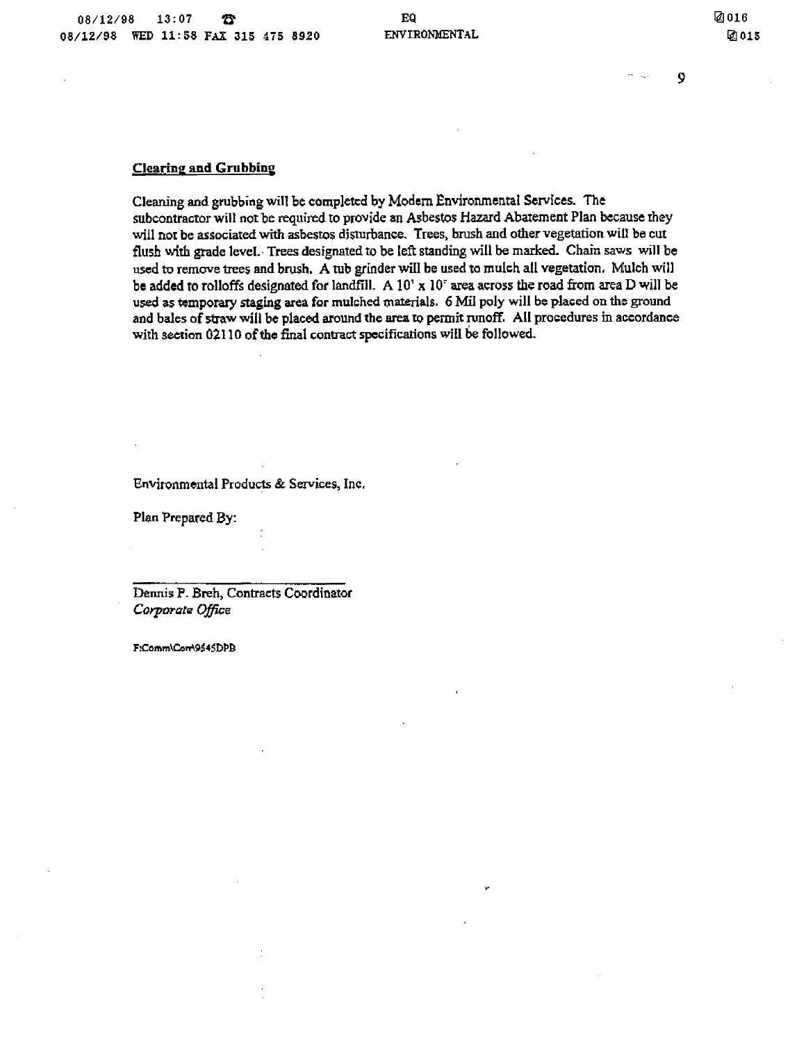**Clearing and Grubbing**

Cleaning and grubbing will be completed by Modern Environmental Services. The subcontractor will not be required to provide an Asbestos Hazard Abatement Plan because they will not be associated with asbestos disturbance. Trees, brush and other vegetation will be cut flush with grade level. Trees designated to be left standing will be marked. Chain saws will be used to remove trees and brush. A tub grinder will be used to mulch all vegetation. Mulch will be added to rolloffs designated for landfill. A 10' x 10' area across the road from area D will be used as temporary staging area for mulched materials. 6 Mil poly will be placed on the ground and bales of straw will be placed around the area to permit runoff. All procedures in accordance with section 02110 of the final contract specifications will be followed.

Environmental Products & Services, Inc.

Plan Prepared By:

Dennis P. Breh, Contracts Coordinator
*Corporate Office*

F:Comm\Corr\9545DPB